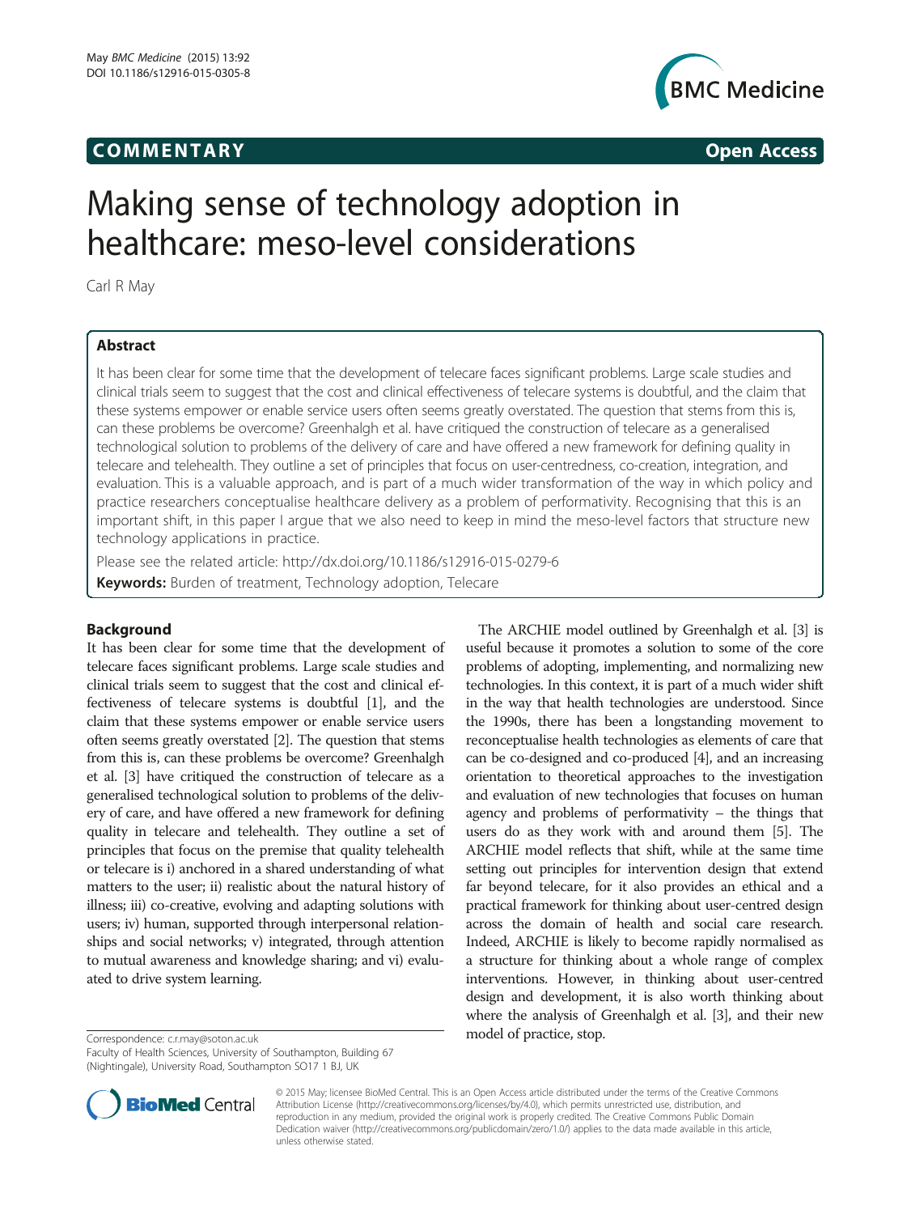COMMENTARY Open Access

# Making sense of technology adoption in healthcare: meso-level considerations

Carl R May

## Abstract

It has been clear for some time that the development of telecare faces significant problems. Large scale studies and clinical trials seem to suggest that the cost and clinical effectiveness of telecare systems is doubtful, and the claim that these systems empower or enable service users often seems greatly overstated. The question that stems from this is, can these problems be overcome? Greenhalgh et al. have critiqued the construction of telecare as a generalised technological solution to problems of the delivery of care and have offered a new framework for defining quality in telecare and telehealth. They outline a set of principles that focus on user-centredness, co-creation, integration, and evaluation. This is a valuable approach, and is part of a much wider transformation of the way in which policy and practice researchers conceptualise healthcare delivery as a problem of performativity. Recognising that this is an important shift, in this paper I argue that we also need to keep in mind the meso-level factors that structure new technology applications in practice.

Please see the related article: http://dx.doi.org/10.1186/s12916-015-0279-6

**Keywords:** Burden of treatment, Technology adoption, Telecare

## Background

It has been clear for some time that the development of telecare faces significant problems. Large scale studies and clinical trials seem to suggest that the cost and clinical effectiveness of telecare systems is doubtful [1], and the claim that these systems empower or enable service users often seems greatly overstated [2]. The question that stems from this is, can these problems be overcome? Greenhalgh et al. [3] have critiqued the construction of telecare as a generalised technological solution to problems of the delivery of care, and have offered a new framework for defining quality in telecare and telehealth. They outline a set of principles that focus on the premise that quality telehealth or telecare is i) anchored in a shared understanding of what matters to the user; ii) realistic about the natural history of illness; iii) co-creative, evolving and adapting solutions with users; iv) human, supported through interpersonal relationships and social networks; v) integrated, through attention to mutual awareness and knowledge sharing; and vi) evaluated to drive system learning.

The ARCHIE model outlined by Greenhalgh et al. [3] is useful because it promotes a solution to some of the core problems of adopting, implementing, and normalizing new technologies. In this context, it is part of a much wider shift in the way that health technologies are understood. Since the 1990s, there has been a longstanding movement to reconceptualise health technologies as elements of care that can be co-designed and co-produced [4], and an increasing orientation to theoretical approaches to the investigation and evaluation of new technologies that focuses on human agency and problems of performativity – the things that users do as they work with and around them [5]. The ARCHIE model reflects that shift, while at the same time setting out principles for intervention design that extend far beyond telecare, for it also provides an ethical and a practical framework for thinking about user-centred design across the domain of health and social care research. Indeed, ARCHIE is likely to become rapidly normalised as a structure for thinking about a whole range of complex interventions. However, in thinking about user-centred design and development, it is also worth thinking about where the analysis of Greenhalgh et al. [3], and their new model of practice, stop.

Correspondence: c.r.may@soton.ac.uk
Faculty of Health Sciences, University of Southampton, Building 67 (Nightingale), University Road, Southampton SO17 1 BJ, UK

© 2015 May; licensee BioMed Central. This is an Open Access article distributed under the terms of the Creative Commons Attribution License (http://creativecommons.org/licenses/by/4.0), which permits unrestricted use, distribution, and reproduction in any medium, provided the original work is properly credited. The Creative Commons Public Domain Dedication waiver (http://creativecommons.org/publicdomain/zero/1.0/) applies to the data made available in this article, unless otherwise stated.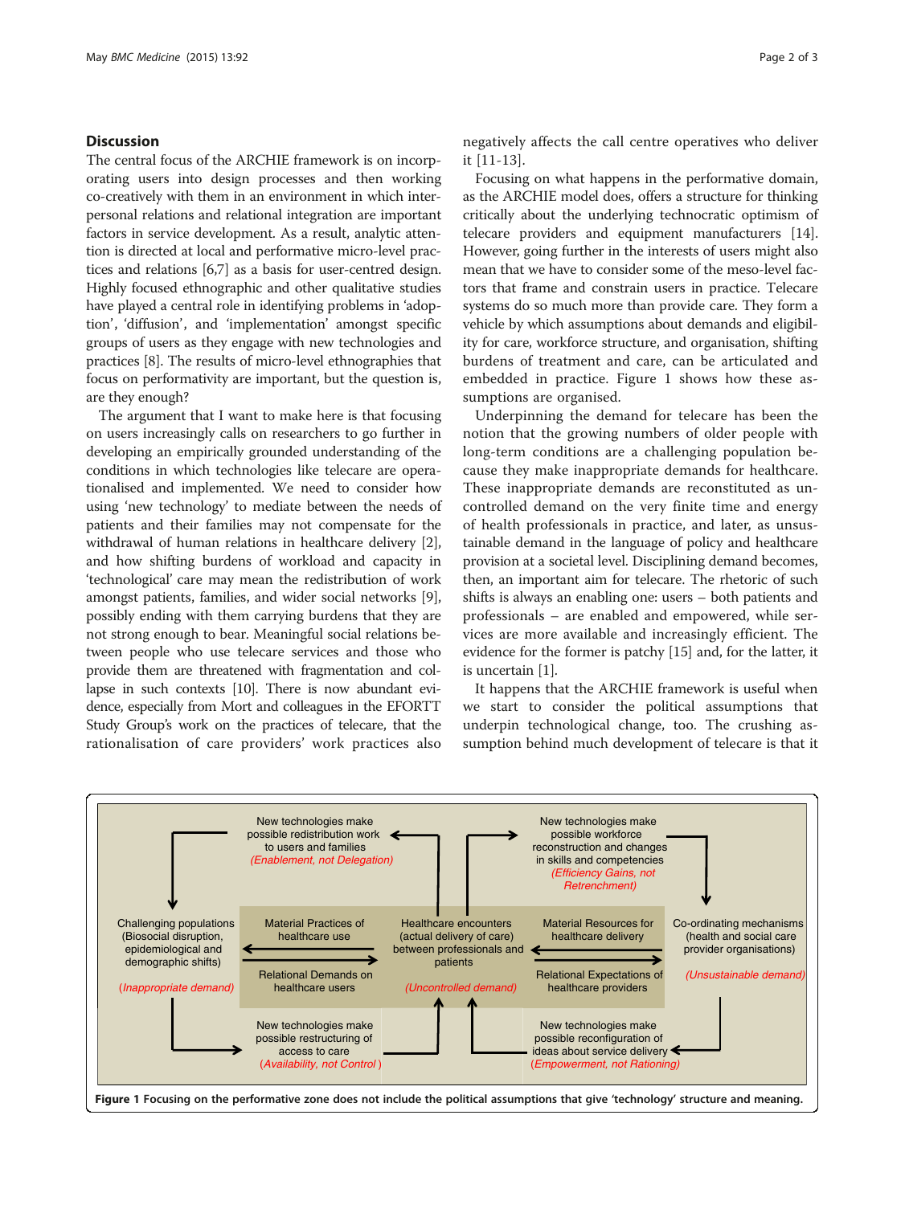## Discussion

The central focus of the ARCHIE framework is on incorporating users into design processes and then working co-creatively with them in an environment in which interpersonal relations and relational integration are important factors in service development. As a result, analytic attention is directed at local and performative micro-level practices and relations [6,7] as a basis for user-centred design. Highly focused ethnographic and other qualitative studies have played a central role in identifying problems in 'adoption', 'diffusion', and 'implementation' amongst specific groups of users as they engage with new technologies and practices [8]. The results of micro-level ethnographies that focus on performativity are important, but the question is, are they enough?

The argument that I want to make here is that focusing on users increasingly calls on researchers to go further in developing an empirically grounded understanding of the conditions in which technologies like telecare are operationalised and implemented. We need to consider how using 'new technology' to mediate between the needs of patients and their families may not compensate for the withdrawal of human relations in healthcare delivery [2], and how shifting burdens of workload and capacity in 'technological' care may mean the redistribution of work amongst patients, families, and wider social networks [9], possibly ending with them carrying burdens that they are not strong enough to bear. Meaningful social relations between people who use telecare services and those who provide them are threatened with fragmentation and collapse in such contexts [10]. There is now abundant evidence, especially from Mort and colleagues in the EFORTT Study Group's work on the practices of telecare, that the rationalisation of care providers' work practices also negatively affects the call centre operatives who deliver it [11-13].

Focusing on what happens in the performative domain, as the ARCHIE model does, offers a structure for thinking critically about the underlying technocratic optimism of telecare providers and equipment manufacturers [14]. However, going further in the interests of users might also mean that we have to consider some of the meso-level factors that frame and constrain users in practice. Telecare systems do so much more than provide care. They form a vehicle by which assumptions about demands and eligibility for care, workforce structure, and organisation, shifting burdens of treatment and care, can be articulated and embedded in practice. Figure 1 shows how these assumptions are organised.

Underpinning the demand for telecare has been the notion that the growing numbers of older people with long-term conditions are a challenging population because they make inappropriate demands for healthcare. These inappropriate demands are reconstituted as uncontrolled demand on the very finite time and energy of health professionals in practice, and later, as unsustainable demand in the language of policy and healthcare provision at a societal level. Disciplining demand becomes, then, an important aim for telecare. The rhetoric of such shifts is always an enabling one: users – both patients and professionals – are enabled and empowered, while services are more available and increasingly efficient. The evidence for the former is patchy [15] and, for the latter, it is uncertain [1].

It happens that the ARCHIE framework is useful when we start to consider the political assumptions that underpin technological change, too. The crushing assumption behind much development of telecare is that it

**Figure 1** Focusing on the performative zone does not include the political assumptions that give 'technology' structure and meaning.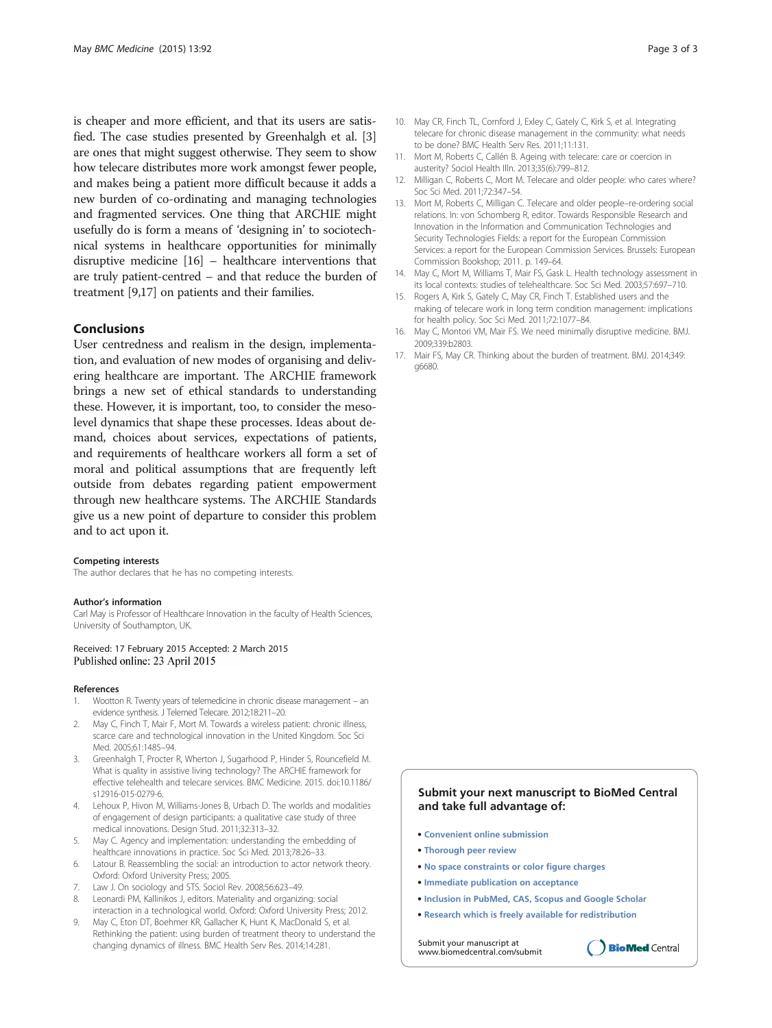is cheaper and more efficient, and that its users are satisfied. The case studies presented by Greenhalgh et al. [3] are ones that might suggest otherwise. They seem to show how telecare distributes more work amongst fewer people, and makes being a patient more difficult because it adds a new burden of co-ordinating and managing technologies and fragmented services. One thing that ARCHIE might usefully do is form a means of 'designing in' to sociotechnical systems in healthcare opportunities for minimally disruptive medicine [16] – healthcare interventions that are truly patient-centred – and that reduce the burden of treatment [9,17] on patients and their families.

## Conclusions

User centredness and realism in the design, implementation, and evaluation of new modes of organising and delivering healthcare are important. The ARCHIE framework brings a new set of ethical standards to understanding these. However, it is important, too, to consider the meso-level dynamics that shape these processes. Ideas about demand, choices about services, expectations of patients, and requirements of healthcare workers all form a set of moral and political assumptions that are frequently left outside from debates regarding patient empowerment through new healthcare systems. The ARCHIE Standards give us a new point of departure to consider this problem and to act upon it.

#### Competing interests

The author declares that he has no competing interests.

#### Author's information

Carl May is Professor of Healthcare Innovation in the faculty of Health Sciences, University of Southampton, UK.

Received: 17 February 2015 Accepted: 2 March 2015
Published online: 23 April 2015

#### References

1. Wootton R. Twenty years of telemedicine in chronic disease management – an evidence synthesis. J Telemed Telecare. 2012;18:211–20.
2. May C, Finch T, Mair F, Mort M. Towards a wireless patient: chronic illness, scarce care and technological innovation in the United Kingdom. Soc Sci Med. 2005;61:1485–94.
3. Greenhalgh T, Procter R, Wherton J, Sugarhood P, Hinder S, Rouncefield M. What is quality in assistive living technology? The ARCHIE framework for effective telehealth and telecare services. BMC Medicine. 2015. doi:10.1186/s12916-015-0279-6.
4. Lehoux P, Hivon M, Williams-Jones B, Urbach D. The worlds and modalities of engagement of design participants: a qualitative case study of three medical innovations. Design Stud. 2011;32:313–32.
5. May C. Agency and implementation: understanding the embedding of healthcare innovations in practice. Soc Sci Med. 2013;78:26–33.
6. Latour B. Reassembling the social: an introduction to actor network theory. Oxford: Oxford University Press; 2005.
7. Law J. On sociology and STS. Sociol Rev. 2008;56:623–49.
8. Leonardi PM, Kallinikos J, editors. Materiality and organizing: social interaction in a technological world. Oxford: Oxford University Press; 2012.
9. May C, Eton DT, Boehmer KR, Gallacher K, Hunt K, MacDonald S, et al. Rethinking the patient: using burden of treatment theory to understand the changing dynamics of illness. BMC Health Serv Res. 2014;14:281.
10. May CR, Finch TL, Cornford J, Exley C, Gately C, Kirk S, et al. Integrating telecare for chronic disease management in the community: what needs to be done? BMC Health Serv Res. 2011;11:131.
11. Mort M, Roberts C, Callén B. Ageing with telecare: care or coercion in austerity? Sociol Health Illn. 2013;35(6):799–812.
12. Milligan C, Roberts C, Mort M. Telecare and older people: who cares where? Soc Sci Med. 2011;72:347–54.
13. Mort M, Roberts C, Milligan C. Telecare and older people–re-ordering social relations. In: von Schomberg R, editor. Towards Responsible Research and Innovation in the Information and Communication Technologies and Security Technologies Fields: a report for the European Commission Services: a report for the European Commission Services. Brussels: European Commission Bookshop; 2011. p. 149–64.
14. May C, Mort M, Williams T, Mair FS, Gask L. Health technology assessment in its local contexts: studies of telehealthcare. Soc Sci Med. 2003;57:697–710.
15. Rogers A, Kirk S, Gately C, May CR, Finch T. Established users and the making of telecare work in long term condition management: implications for health policy. Soc Sci Med. 2011;72:1077–84.
16. May C, Montori VM, Mair FS. We need minimally disruptive medicine. BMJ. 2009;339:b2803.
17. Mair FS, May CR. Thinking about the burden of treatment. BMJ. 2014;349:g6680.

**Submit your next manuscript to BioMed Central and take full advantage of:**

- Convenient online submission
- Thorough peer review
- No space constraints or color figure charges
- Immediate publication on acceptance
- Inclusion in PubMed, CAS, Scopus and Google Scholar
- Research which is freely available for redistribution

Submit your manuscript at www.biomedcentral.com/submit